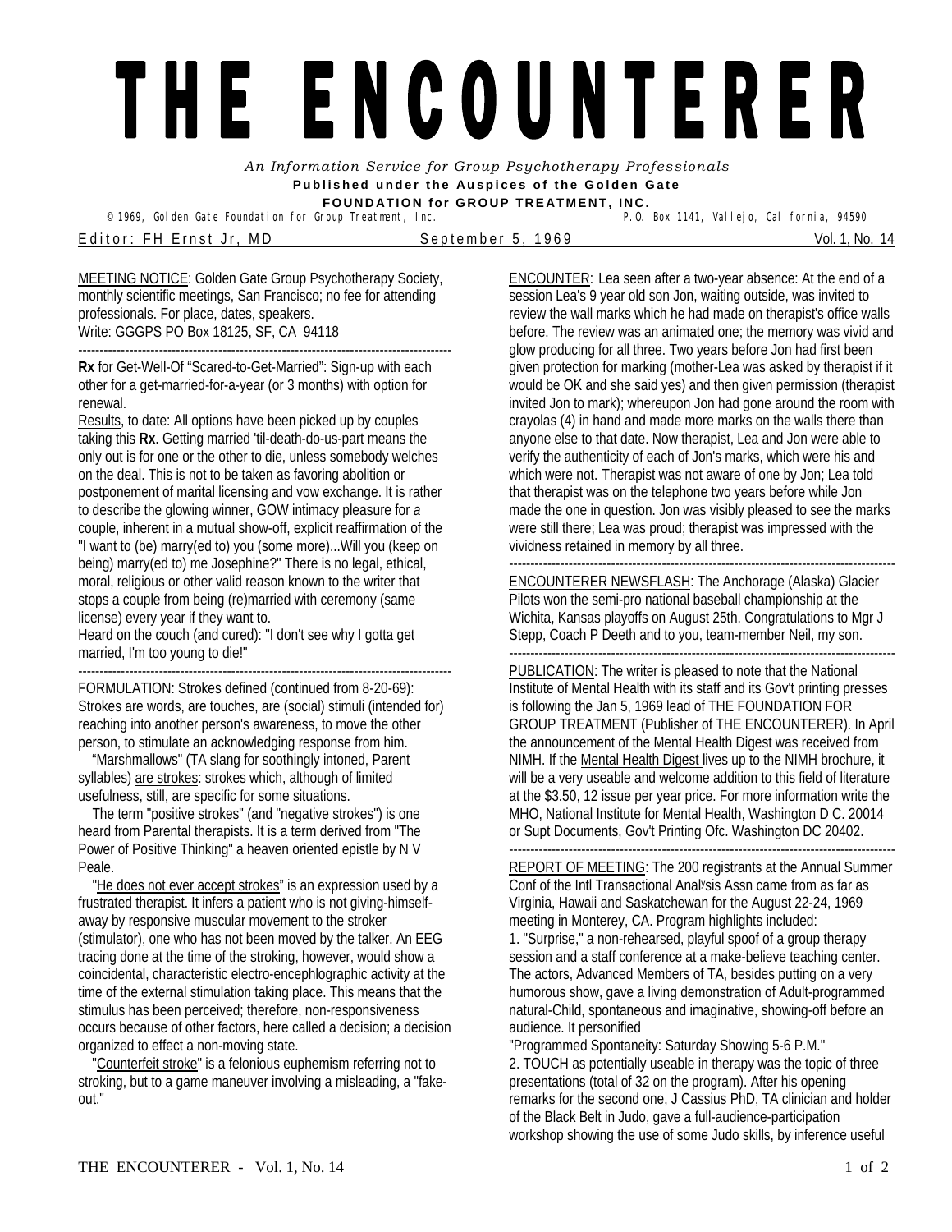# THE ENCOUNTER

*An Information Service for Group Psychotherapy Professionals*

**Published under the Auspices of the Golden Gate FOUNDATION for GROUP TREATMENT, INC.**

© 1969, Golden Gate Foundation for Group Treatment, Inc. P.O. Box 1141, Vallejo, California, 94590

Editor: FH Ernst Jr, MD — September 5, 1969 — Vol. 1, No. 14

---

MEETING NOTICE: Golden Gate Group Psychotherapy Society, monthly scientific meetings, San Francisco; no fee for attending professionals. For place, dates, speakers.
Write: GGGPS PO Box 18125, SF, CA 94118

---

**Rx** for Get-Well-Of "Scared-to-Get-Married": Sign-up with each other for a get-married-for-a-year (or 3 months) with option for renewal.

Results, to date: All options have been picked up by couples taking this **Rx**. Getting married 'til-death-do-us-part means the only out is for one or the other to die, unless somebody welches on the deal. This is not to be taken as favoring abolition or postponement of marital licensing and vow exchange. It is rather to describe the glowing winner, GOW intimacy pleasure for *a* couple, inherent in a mutual show-off, explicit reaffirmation of the "I want to (be) marry(ed to) you (some more)...Will you (keep on being) marry(ed to) me Josephine?" There is no legal, ethical, moral, religious or other valid reason known to the writer that stops a couple from being (re)married with ceremony (same license) every year if they want to.

Heard on the couch (and cured): "I don't see why I gotta get married, I'm too young to die!"

---

FORMULATION: Strokes defined (continued from 8-20-69): Strokes are words, are touches, are (social) stimuli (intended for) reaching into another person's awareness, to move the other person, to stimulate an acknowledging response from him.

"Marshmallows" (TA slang for soothingly intoned, Parent syllables) are strokes: strokes which, although of limited usefulness, still, are specific for some situations.

The term "positive strokes" (and "negative strokes") is one heard from Parental therapists. It is a term derived from "The Power of Positive Thinking" a heaven oriented epistle by N V Peale.

"He does not ever accept strokes" is an expression used by a frustrated therapist. It infers a patient who is not giving-himself-away by responsive muscular movement to the stroker (stimulator), one who has not been moved by the talker. An EEG tracing done at the time of the stroking, however, would show a coincidental, characteristic electro-encephlographic activity at the time of the external stimulation taking place. This means that the stimulus has been perceived; therefore, non-responsiveness occurs because of other factors, here called a decision; a decision organized to effect a non-moving state.

"Counterfeit stroke" is a felonious euphemism referring not to stroking, but to a game maneuver involving a misleading, a "fake-out."

---

ENCOUNTER: Lea seen after a two-year absence: At the end of a session Lea's 9 year old son Jon, waiting outside, was invited to review the wall marks which he had made on therapist's office walls before. The review was an animated one; the memory was vivid and glow producing for all three. Two years before Jon had first been given protection for marking (mother-Lea was asked by therapist if it would be OK and she said yes) and then given permission (therapist invited Jon to mark); whereupon Jon had gone around the room with crayolas (4) in hand and made more marks on the walls there than anyone else to that date. Now therapist, Lea and Jon were able to verify the authenticity of each of Jon's marks, which were his and which were not. Therapist was not aware of one by Jon; Lea told that therapist was on the telephone two years before while Jon made the one in question. Jon was visibly pleased to see the marks were still there; Lea was proud; therapist was impressed with the vividness retained in memory by all three.

---

ENCOUNTERER NEWSFLASH: The Anchorage (Alaska) Glacier Pilots won the semi-pro national baseball championship at the Wichita, Kansas playoffs on August 25th. Congratulations to Mgr J Stepp, Coach P Deeth and to you, team-member Neil, my son.

---

PUBLICATION: The writer is pleased to note that the National Institute of Mental Health with its staff and its Gov't printing presses is following the Jan 5, 1969 lead of THE FOUNDATION FOR GROUP TREATMENT (Publisher of THE ENCOUNTERER). In April the announcement of the Mental Health Digest was received from NIMH. If the Mental Health Digest lives up to the NIMH brochure, it will be a very useable and welcome addition to this field of literature at the $3.50, 12 issue per year price. For more information write the MHO, National Institute for Mental Health, Washington D C. 20014 or Supt Documents, Gov't Printing Ofc. Washington DC 20402.

---

REPORT OF MEETING: The 200 registrants at the Annual Summer Conf of the Intl Transactional Analysis Assn came from as far as Virginia, Hawaii and Saskatchewan for the August 22-24, 1969 meeting in Monterey, CA. Program highlights included:

1. "Surprise," a non-rehearsed, playful spoof of a group therapy session and a staff conference at a make-believe teaching center. The actors, Advanced Members of TA, besides putting on a very humorous show, gave a living demonstration of Adult-programmed natural-Child, spontaneous and imaginative, showing-off before an audience. It personified
"Programmed Spontaneity: Saturday Showing 5-6 P.M."
2. TOUCH as potentially useable in therapy was the topic of three presentations (total of 32 on the program). After his opening remarks for the second one, J Cassius PhD, TA clinician and holder of the Black Belt in Judo, gave a full-audience-participation workshop showing the use of some Judo skills, by inference useful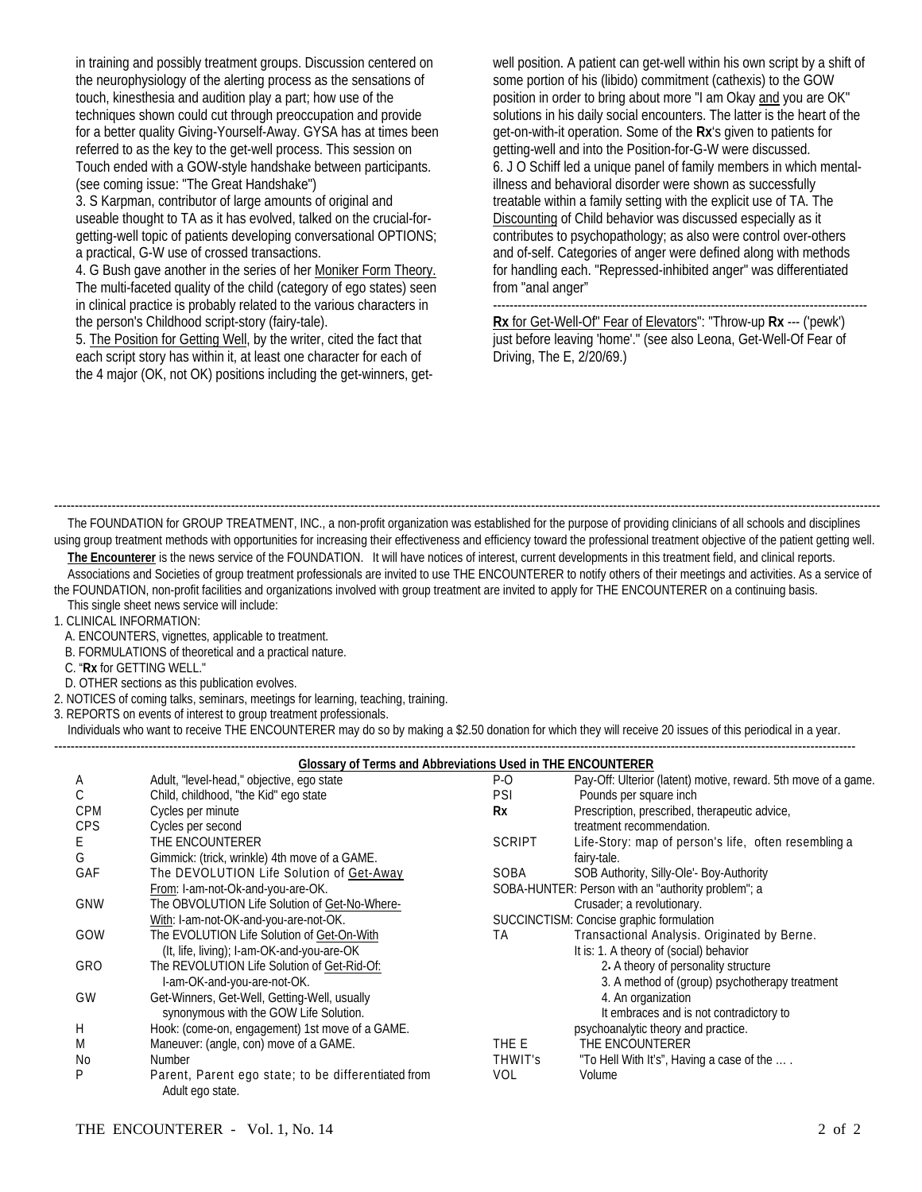in training and possibly treatment groups. Discussion centered on the neurophysiology of the alerting process as the sensations of touch, kinesthesia and audition play a part; how use of the techniques shown could cut through preoccupation and provide for a better quality Giving-Yourself-Away. GYSA has at times been referred to as the key to the get-well process. This session on Touch ended with a GOW-style handshake between participants. (see coming issue: "The Great Handshake")

3. S Karpman, contributor of large amounts of original and useable thought to TA as it has evolved, talked on the crucial-for-getting-well topic of patients developing conversational OPTIONS; a practical, G-W use of crossed transactions.

4. G Bush gave another in the series of her Moniker Form Theory. The multi-faceted quality of the child (category of ego states) seen in clinical practice is probably related to the various characters in the person's Childhood script-story (fairy-tale).

5. The Position for Getting Well, by the writer, cited the fact that each script story has within it, at least one character for each of the 4 major (OK, not OK) positions including the get-winners, get-well position. A patient can get-well within his own script by a shift of some portion of his (libido) commitment (cathexis) to the GOW position in order to bring about more "I am Okay and you are OK" solutions in his daily social encounters. The latter is the heart of the get-on-with-it operation. Some of the **Rx**'s given to patients for getting-well and into the Position-for-G-W were discussed.

6. J O Schiff led a unique panel of family members in which mental-illness and behavioral disorder were shown as successfully treatable within a family setting with the explicit use of TA. The Discounting of Child behavior was discussed especially as it contributes to psychopathology; as also were control over-others and of-self. Categories of anger were defined along with methods for handling each. "Repressed-inhibited anger" was differentiated from "anal anger"

---

**Rx** for Get-Well-Of" Fear of Elevators": "Throw-up **Rx** --- ('pewk') just before leaving 'home'." (see also Leona, Get-Well-Of Fear of Driving, The E, 2/20/69.)

---

The FOUNDATION for GROUP TREATMENT, INC., a non-profit organization was established for the purpose of providing clinicians of all schools and disciplines using group treatment methods with opportunities for increasing their effectiveness and efficiency toward the professional treatment objective of the patient getting well.

**The Encounterer** is the news service of the FOUNDATION. It will have notices of interest, current developments in this treatment field, and clinical reports.

Associations and Societies of group treatment professionals are invited to use THE ENCOUNTERER to notify others of their meetings and activities. As a service of the FOUNDATION, non-profit facilities and organizations involved with group treatment are invited to apply for THE ENCOUNTERER on a continuing basis.

This single sheet news service will include:

1. CLINICAL INFORMATION:
   - A. ENCOUNTERS, vignettes, applicable to treatment.
   - B. FORMULATIONS of theoretical and a practical nature.
   - C. "**Rx** for GETTING WELL."
   - D. OTHER sections as this publication evolves.
2. NOTICES of coming talks, seminars, meetings for learning, teaching, training.
3. REPORTS on events of interest to group treatment professionals.

Individuals who want to receive THE ENCOUNTERER may do so by making a $2.50 donation for which they will receive 20 issues of this periodical in a year.

---

**Glossary of Terms and Abbreviations Used in THE ENCOUNTERER**

| | |
|---|---|
| A | Adult, "level-head," objective, ego state |
| C | Child, childhood, "the Kid" ego state |
| CPM | Cycles per minute |
| CPS | Cycles per second |
| E | THE ENCOUNTERER |
| G | Gimmick: (trick, wrinkle) 4th move of a GAME. |
| GAF | The DEVOLUTION Life Solution of Get-Away From: I-am-not-Ok-and-you-are-OK. |
| GNW | The OBVOLUTION Life Solution of Get-No-Where-With: I-am-not-OK-and-you-are-not-OK. |
| GOW | The EVOLUTION Life Solution of Get-On-With (It, life, living); I-am-OK-and-you-are-OK |
| GRO | The REVOLUTION Life Solution of Get-Rid-Of: I-am-OK-and-you-are-not-OK. |
| GW | Get-Winners, Get-Well, Getting-Well, usually synonymous with the GOW Life Solution. |
| H | Hook: (come-on, engagement) 1st move of a GAME. |
| M | Maneuver: (angle, con) move of a GAME. |
| No | Number |
| P | Parent, Parent ego state; to be differentiated from Adult ego state. |
| P-O | Pay-Off: Ulterior (latent) motive, reward. 5th move of a game. |
| PSI | Pounds per square inch |
| **Rx** | Prescription, prescribed, therapeutic advice, treatment recommendation. |
| SCRIPT | Life-Story: map of person's life, often resembling a fairy-tale. |
| SOBA | SOB Authority, Silly-Ole'- Boy-Authority |
| SOBA-HUNTER | Person with an "authority problem"; a Crusader; a revolutionary. |
| SUCCINCTISM | Concise graphic formulation |
| TA | Transactional Analysis. Originated by Berne. It is: 1. A theory of (social) behavior 2. A theory of personality structure 3. A method of (group) psychotherapy treatment 4. An organization. It embraces and is not contradictory to psychoanalytic theory and practice. |
| THE E | THE ENCOUNTERER |
| THWIT's | "To Hell With It's", Having a case of the … . |
| VOL | Volume |